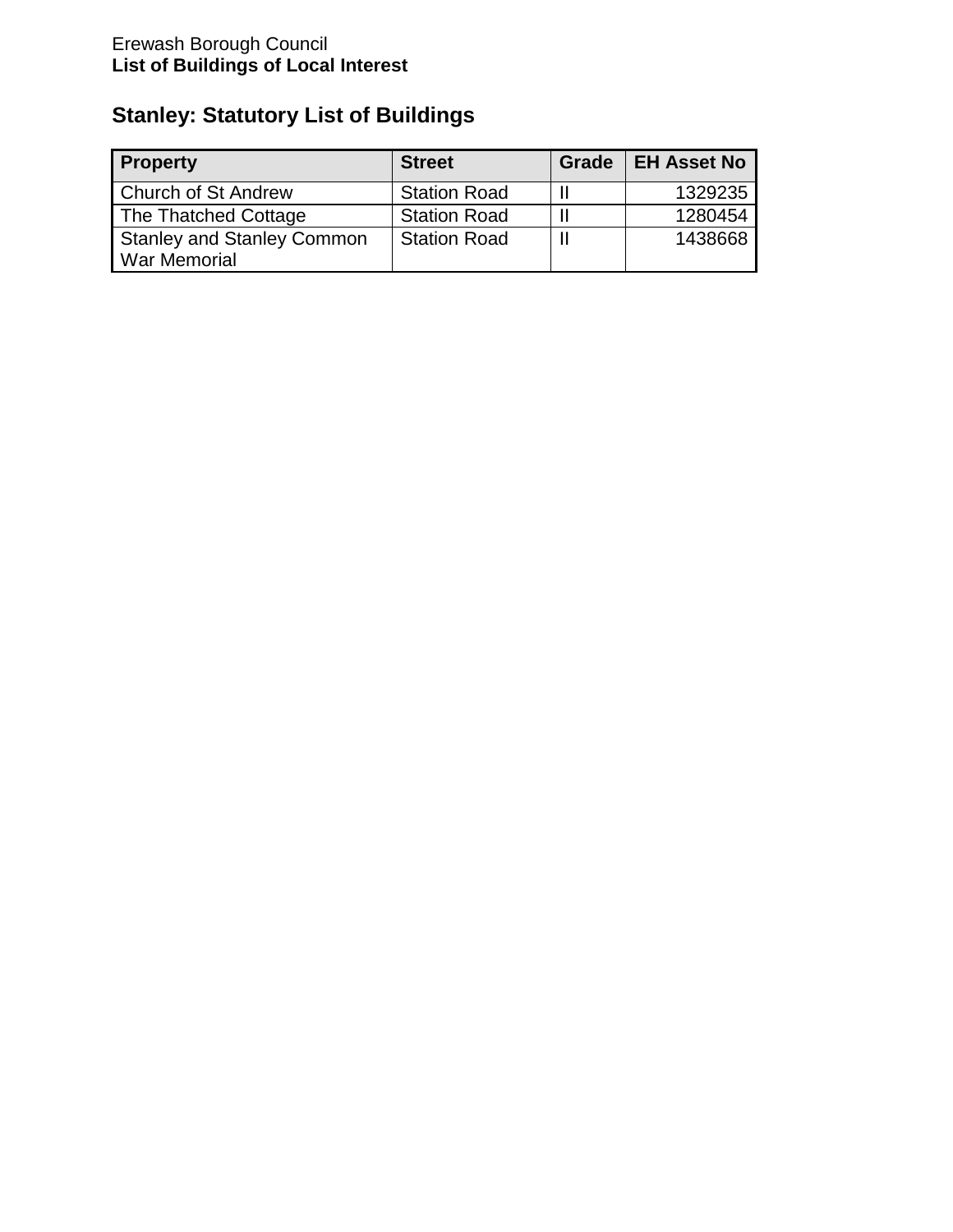Erewash Borough Council
**List of Buildings of Local Interest**

## Stanley: Statutory List of Buildings

| Property | Street | Grade | EH Asset No |
|---|---|---|---|
| Church of St Andrew | Station Road | II | 1329235 |
| The Thatched Cottage | Station Road | II | 1280454 |
| Stanley and Stanley Common War Memorial | Station Road | II | 1438668 |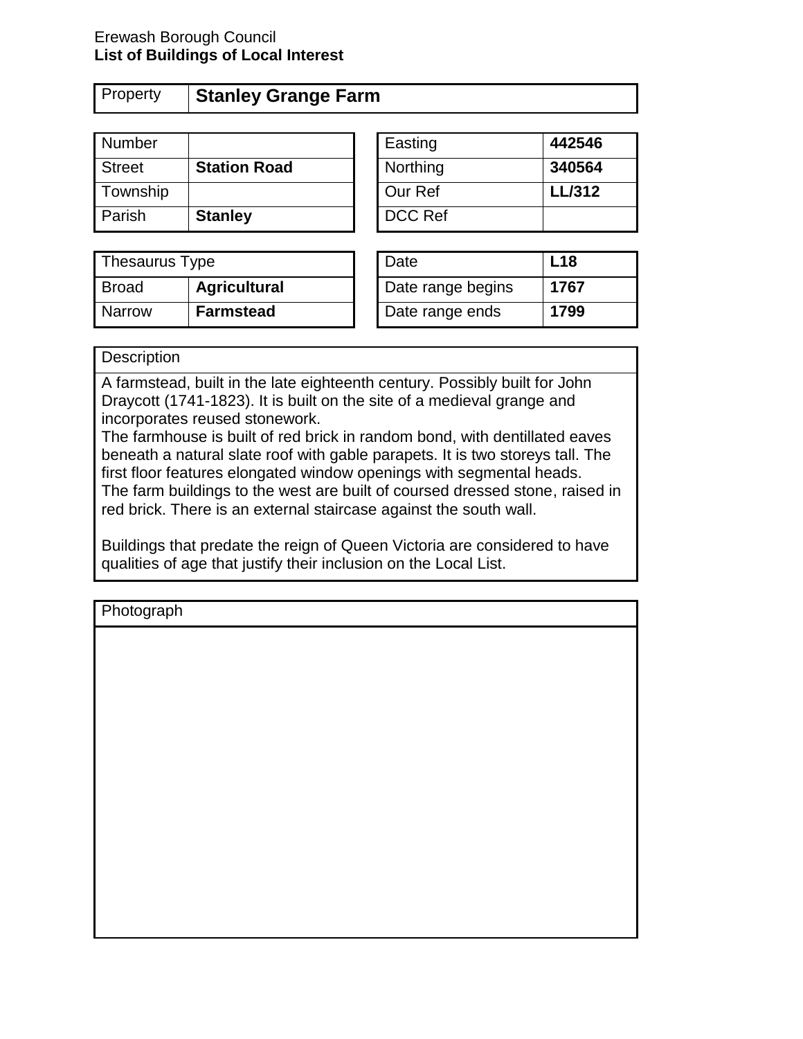Erewash Borough Council
**List of Buildings of Local Interest**

| Property | **Stanley Grange Farm** |
|---|---|

| Number | |
|---|---|
| Street | **Station Road** |
| Township | |
| Parish | **Stanley** |

| Easting | **442546** |
|---|---|
| Northing | **340564** |
| Our Ref | **LL/312** |
| DCC Ref | |

| Thesaurus Type | |
|---|---|
| Broad | **Agricultural** |
| Narrow | **Farmstead** |

| Date | **L18** |
|---|---|
| Date range begins | **1767** |
| Date range ends | **1799** |

| Description |
|---|
| A farmstead, built in the late eighteenth century. Possibly built for John Draycott (1741-1823). It is built on the site of a medieval grange and incorporates reused stonework.<br>The farmhouse is built of red brick in random bond, with dentillated eaves beneath a natural slate roof with gable parapets. It is two storeys tall. The first floor features elongated window openings with segmental heads.<br>The farm buildings to the west are built of coursed dressed stone, raised in red brick. There is an external staircase against the south wall.<br><br>Buildings that predate the reign of Queen Victoria are considered to have qualities of age that justify their inclusion on the Local List. |

| Photograph |
|---|
| |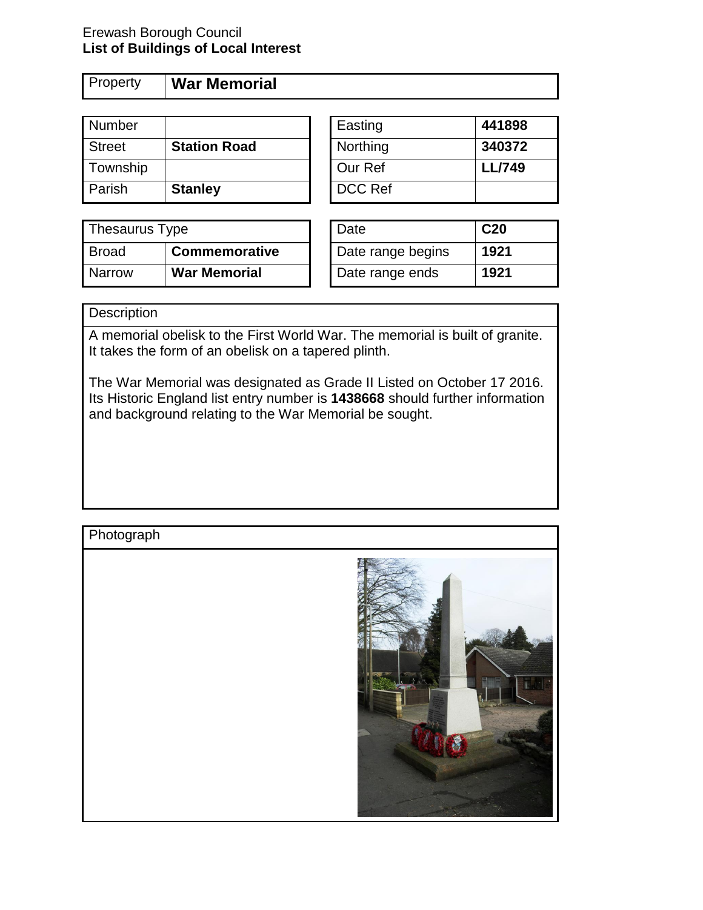Erewash Borough Council
**List of Buildings of Local Interest**

| Property | **War Memorial** |
|---|---|

| Number | |
|---|---|
| Street | **Station Road** |
| Township | |
| Parish | **Stanley** |

| Easting | **441898** |
|---|---|
| Northing | **340372** |
| Our Ref | **LL/749** |
| DCC Ref | |

| Thesaurus Type | |
|---|---|
| Broad | **Commemorative** |
| Narrow | **War Memorial** |

| Date | **C20** |
|---|---|
| Date range begins | **1921** |
| Date range ends | **1921** |

Description

A memorial obelisk to the First World War. The memorial is built of granite. It takes the form of an obelisk on a tapered plinth.

The War Memorial was designated as Grade II Listed on October 17 2016. Its Historic England list entry number is **1438668** should further information and background relating to the War Memorial be sought.

Photograph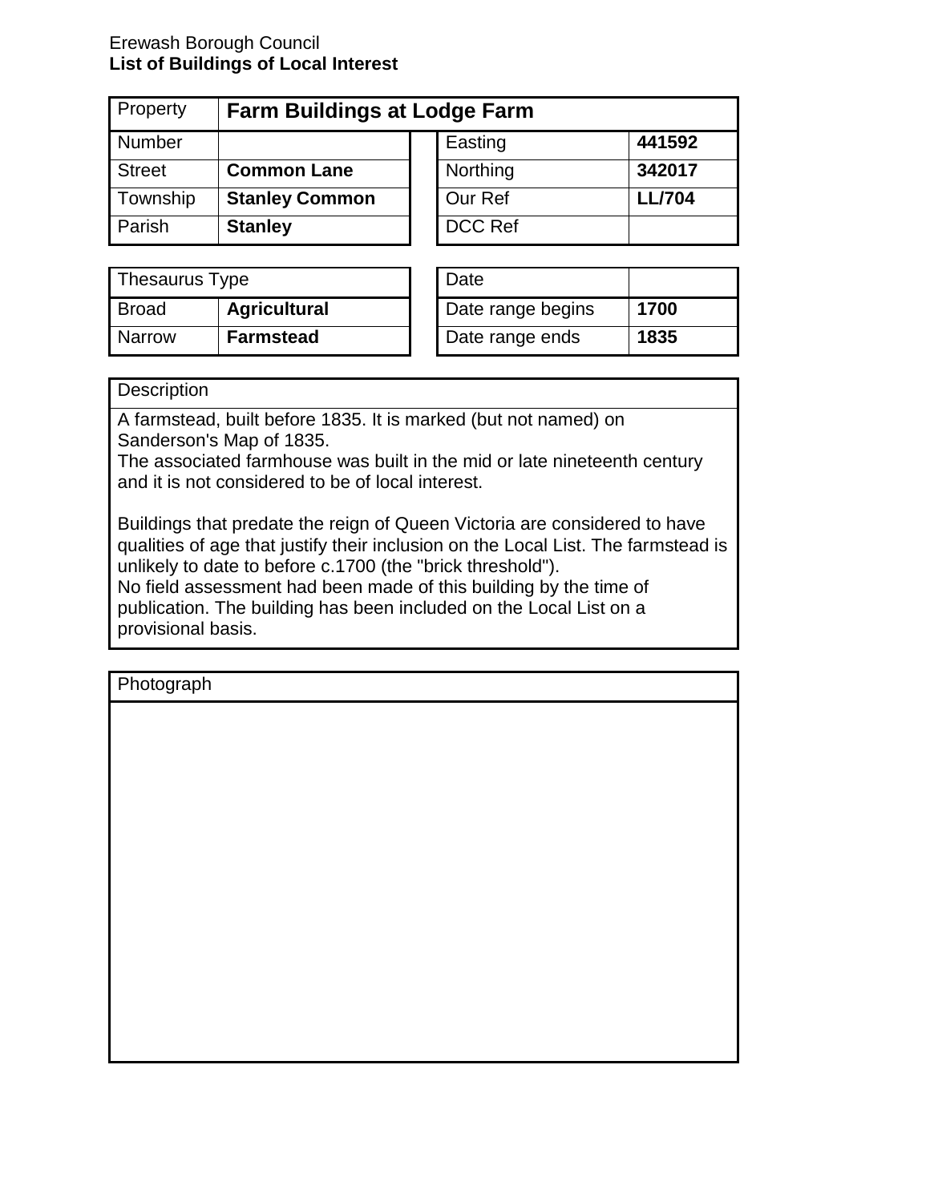Erewash Borough Council
**List of Buildings of Local Interest**

| Property | **Farm Buildings at Lodge Farm** | | |
|---|---|---|---|
| Number | | Easting | **441592** |
| Street | **Common Lane** | Northing | **342017** |
| Township | **Stanley Common** | Our Ref | **LL/704** |
| Parish | **Stanley** | DCC Ref | |

| Thesaurus Type | | Date | |
|---|---|---|---|
| Broad | **Agricultural** | Date range begins | **1700** |
| Narrow | **Farmstead** | Date range ends | **1835** |

**Description**

A farmstead, built before 1835. It is marked (but not named) on Sanderson's Map of 1835.
The associated farmhouse was built in the mid or late nineteenth century and it is not considered to be of local interest.

Buildings that predate the reign of Queen Victoria are considered to have qualities of age that justify their inclusion on the Local List. The farmstead is unlikely to date to before c.1700 (the "brick threshold").
No field assessment had been made of this building by the time of publication. The building has been included on the Local List on a provisional basis.

**Photograph**